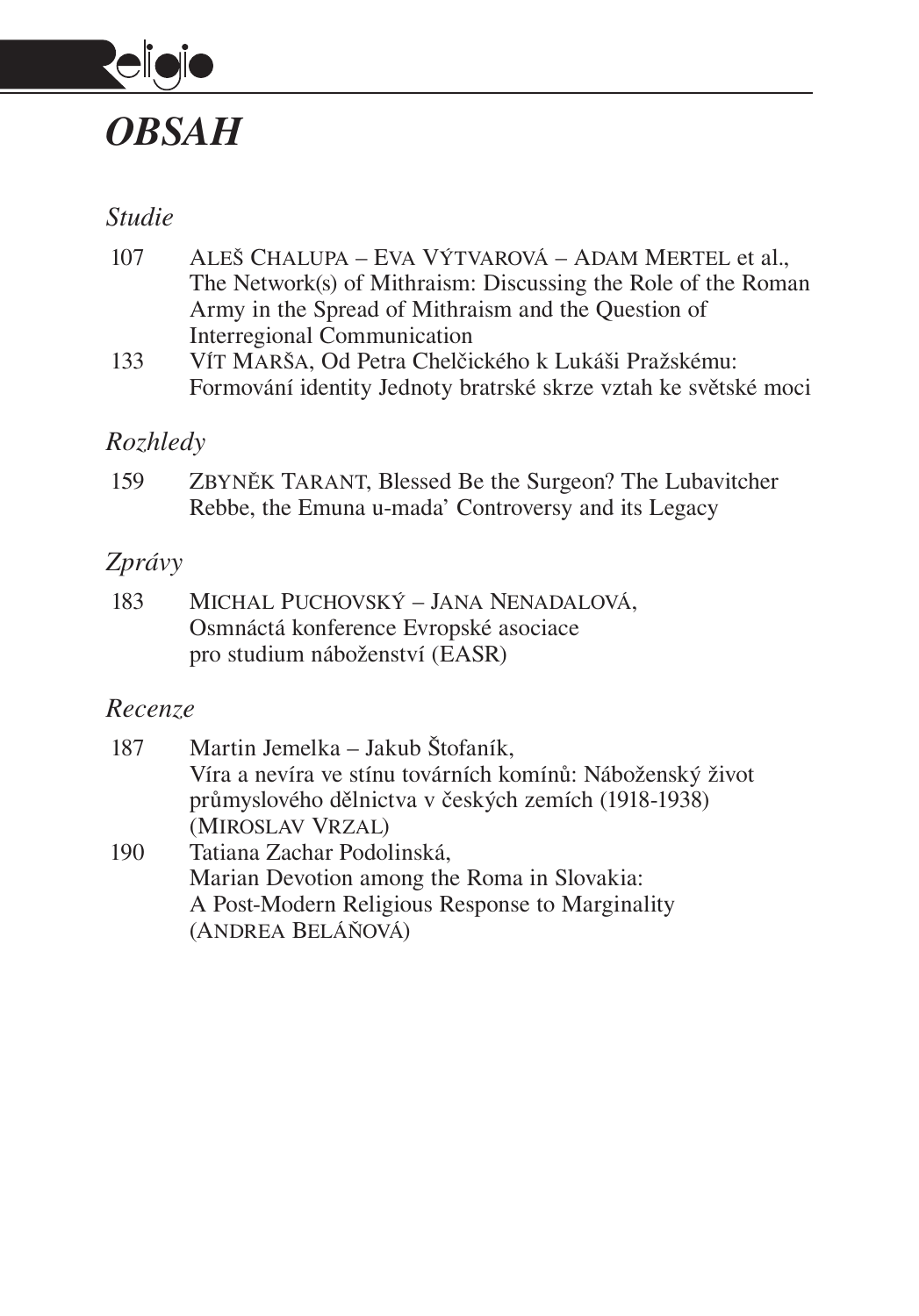# *OBSAH*

## *Studie*

107 ALEŠ CHALUPA – EVA VÝTVAROVÁ – ADAM MERTEL et al., The Network(s) of Mithraism: Discussing the Role of the Roman Army in the Spread of Mithraism and the Question of Interregional Communication

133 VÍT MARŠA, Od Petra Chelčického k Lukáši Pražskému: Formování identity Jednoty bratrské skrze vztah ke světské moci

## *Rozhledy*

159 ZBYNĚK TARANT, Blessed Be the Surgeon? The Lubavitcher Rebbe, the Emuna u-mada' Controversy and its Legacy

## *Zprávy*

183 MICHAL PUCHOVSKÝ – JANA NENADALOVÁ, Osmnáctá konference Evropské asociace pro studium náboženství (EASR)

## *Recenze*

187 Martin Jemelka – Jakub Štofaník, Víra a nevíra ve stínu továrních komínů: Náboženský život průmyslového dělnictva v českých zemích (1918-1938) (MIROSLAV VRZAL)

190 Tatiana Zachar Podolinská, Marian Devotion among the Roma in Slovakia: A Post-Modern Religious Response to Marginality (ANDREA BELÁŇOVÁ)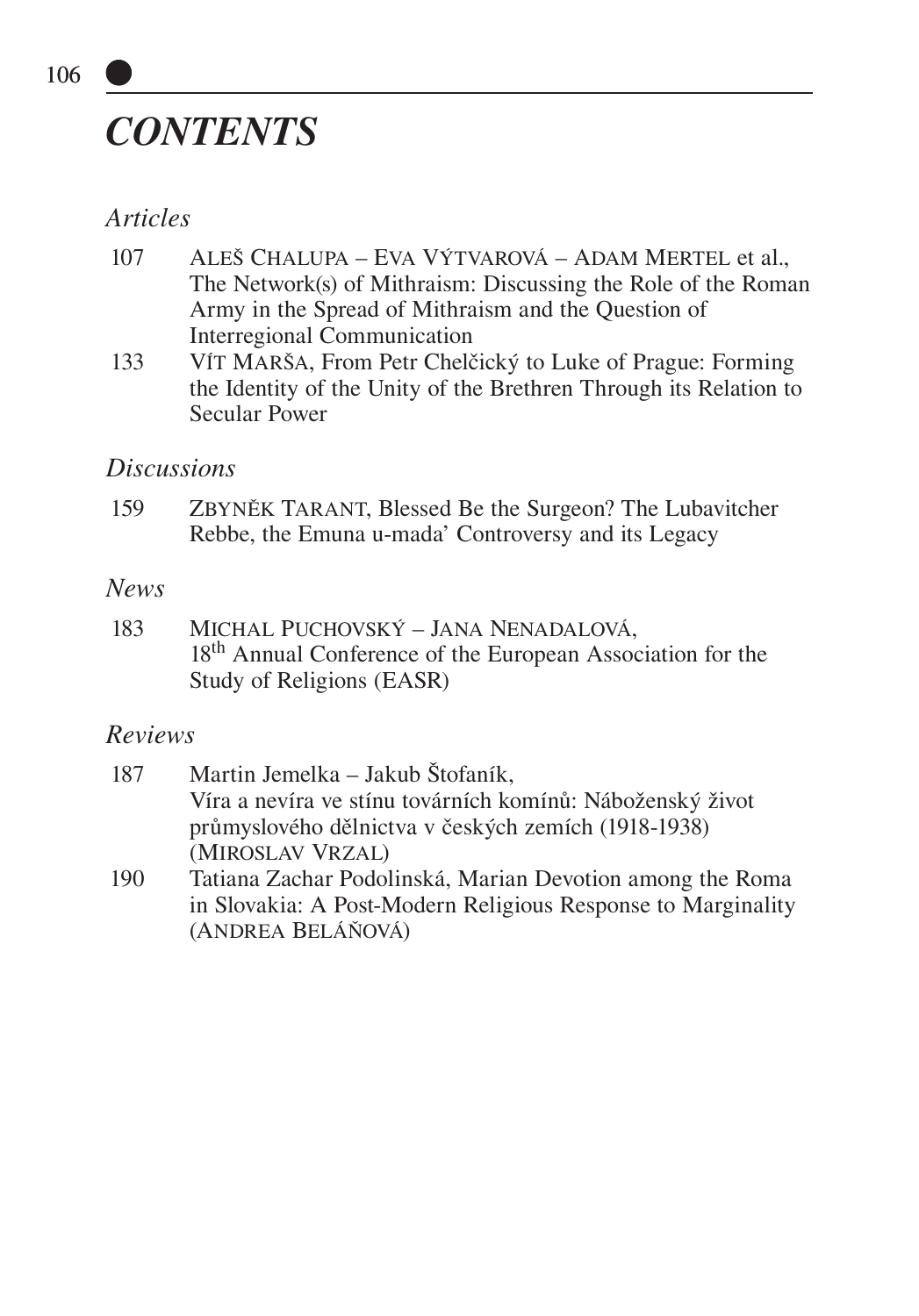# *CONTENTS*

## *Articles*

107 ALEŠ CHALUPA – EVA VÝTVAROVÁ – ADAM MERTEL et al., The Network(s) of Mithraism: Discussing the Role of the Roman Army in the Spread of Mithraism and the Question of Interregional Communication

133 VÍT MARŠA, From Petr Chelčický to Luke of Prague: Forming the Identity of the Unity of the Brethren Through its Relation to Secular Power

## *Discussions*

159 ZBYNĚK TARANT, Blessed Be the Surgeon? The Lubavitcher Rebbe, the Emuna u-mada' Controversy and its Legacy

## *News*

183 MICHAL PUCHOVSKÝ – JANA NENADALOVÁ, 18th Annual Conference of the European Association for the Study of Religions (EASR)

## *Reviews*

187 Martin Jemelka – Jakub Štofaník, Víra a nevíra ve stínu továrních komínů: Náboženský život průmyslového dělnictva v českých zemích (1918-1938) (MIROSLAV VRZAL)

190 Tatiana Zachar Podolinská, Marian Devotion among the Roma in Slovakia: A Post-Modern Religious Response to Marginality (ANDREA BELÁŇOVÁ)